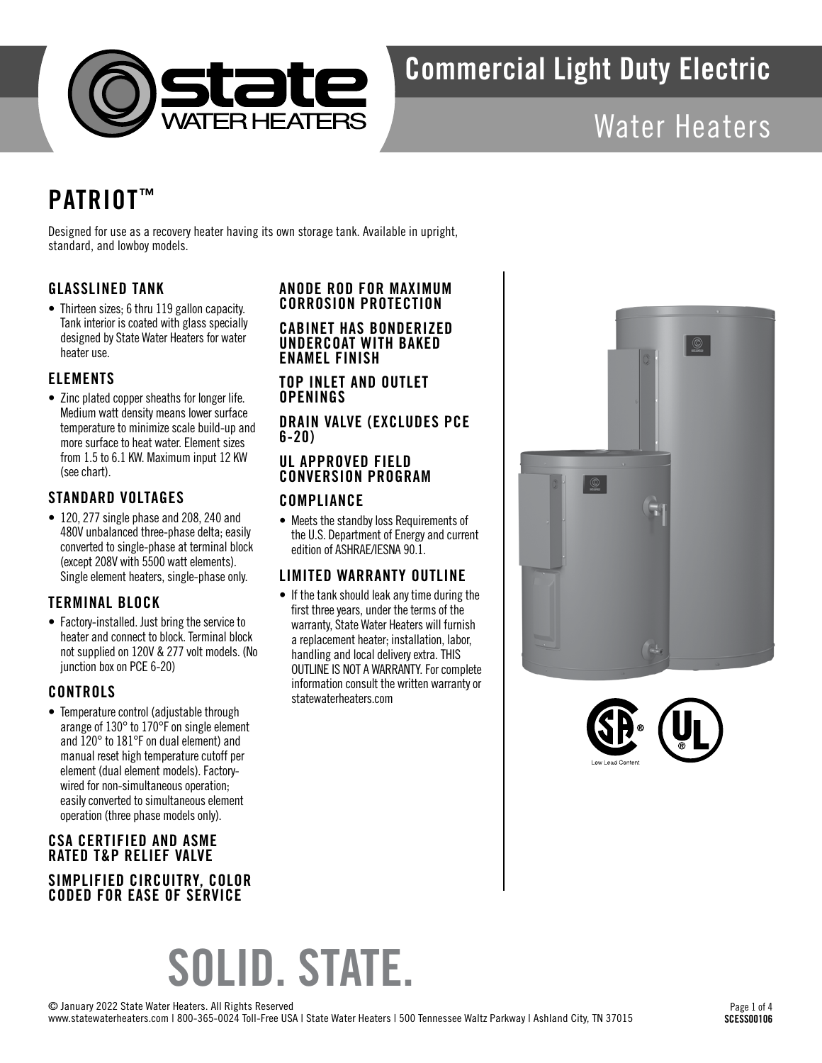# Commercial Light Duty Electric Water Heaters

## PATRIOT™

Designed for use as a recovery heater having its own storage tank. Available in upright, standard, and lowboy models.

### GLASSLINED TANK

- Thirteen sizes; 6 thru 119 gallon capacity. Tank interior is coated with glass specially designed by State Water Heaters for water heater use.

### ELEMENTS

- Zinc plated copper sheaths for longer life. Medium watt density means lower surface temperature to minimize scale build-up and more surface to heat water. Element sizes from 1.5 to 6.1 KW. Maximum input 12 KW (see chart).

### STANDARD VOLTAGES

- 120, 277 single phase and 208, 240 and 480V unbalanced three-phase delta; easily converted to single-phase at terminal block (except 208V with 5500 watt elements). Single element heaters, single-phase only.

### TERMINAL BLOCK

- Factory-installed. Just bring the service to heater and connect to block. Terminal block not supplied on 120V & 277 volt models. (No junction box on PCE 6-20)

### CONTROLS

- Temperature control (adjustable through arange of 130° to 170°F on single element and 120° to 181°F on dual element) and manual reset high temperature cutoff per element (dual element models). Factory-wired for non-simultaneous operation; easily converted to simultaneous element operation (three phase models only).

### CSA CERTIFIED AND ASME RATED T&P RELIEF VALVE

### SIMPLIFIED CIRCUITRY, COLOR CODED FOR EASE OF SERVICE

### ANODE ROD FOR MAXIMUM CORROSION PROTECTION

### CABINET HAS BONDERIZED UNDERCOAT WITH BAKED ENAMEL FINISH

### TOP INLET AND OUTLET OPENINGS

### DRAIN VALVE (EXCLUDES PCE 6-20)

### UL APPROVED FIELD CONVERSION PROGRAM

### COMPLIANCE

- Meets the standby loss Requirements of the U.S. Department of Energy and current edition of ASHRAE/IESNA 90.1.

### LIMITED WARRANTY OUTLINE

- If the tank should leak any time during the first three years, under the terms of the warranty, State Water Heaters will furnish a replacement heater; installation, labor, handling and local delivery extra. THIS OUTLINE IS NOT A WARRANTY. For complete information consult the written warranty or statewaterheaters.com

Low Lead Content

# SOLID. STATE.

© January 2022 State Water Heaters. All Rights Reserved
www.statewaterheaters.com | 800-365-0024 Toll-Free USA | State Water Heaters | 500 Tennessee Waltz Parkway | Ashland City, TN 37015

SCESS00106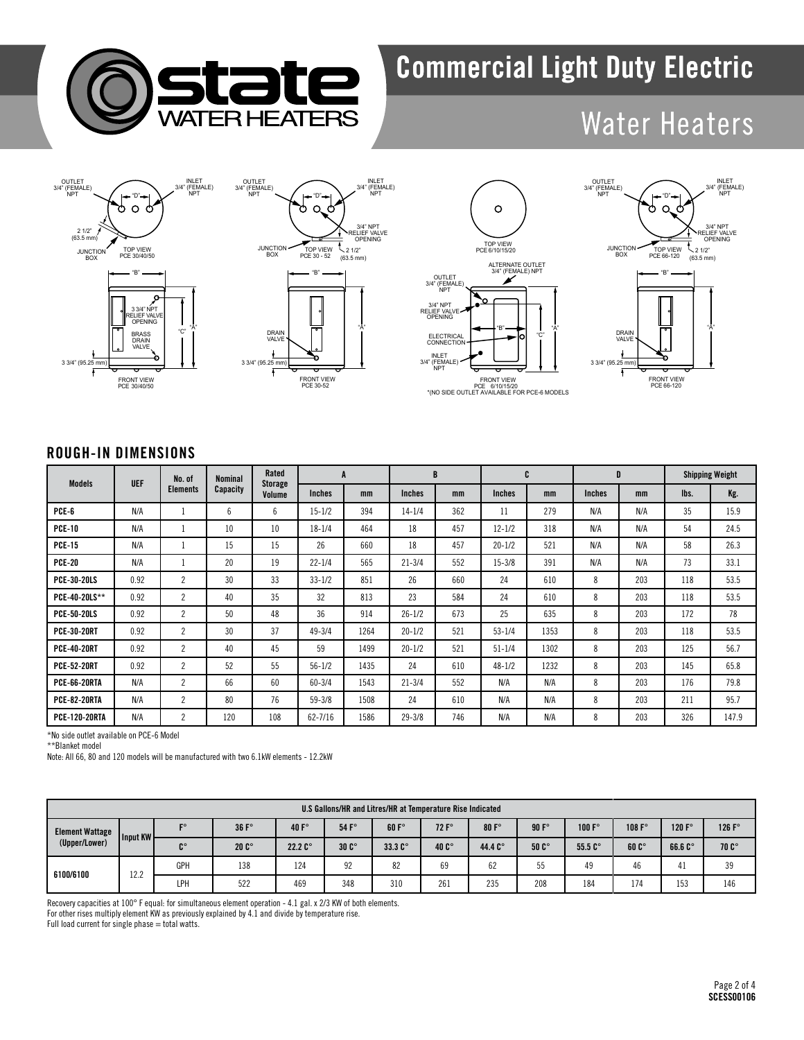# Commercial Light Duty Electric

## Water Heaters

OUTLET 3/4" (FEMALE) NPT
INLET 3/4" (FEMALE) NPT
"D"
2 1/2" (63.5 mm)
JUNCTION BOX
TOP VIEW PCE 30/40/50
"B"
3 3/4" NPT RELIEF VALVE OPENING
BRASS DRAIN VALVE
"C"
"A"
3 3/4" (95.25 mm)
FRONT VIEW PCE 30/40/50

OUTLET 3/4" (FEMALE) NPT
INLET 3/4" (FEMALE) NPT
"D"
3/4" NPT RELIEF VALVE OPENING
JUNCTION BOX
TOP VIEW PCE 30 - 52
2 1/2" (63.5 mm)
"B"
DRAIN VALVE
"A"
3 3/4" (95.25 mm)
FRONT VIEW PCE 30-52

TOP VIEW PCE 6/10/15/20
ALTERNATE OUTLET 3/4" (FEMALE) NPT
OUTLET 3/4" (FEMALE) NPT
3/4" NPT RELIEF VALVE OPENING
"B"
"C"
"A"
ELECTRICAL CONNECTION
INLET 3/4" (FEMALE) NPT
FRONT VIEW PCE 6/10/15/20
*(NO SIDE OUTLET AVAILABLE FOR PCE-6 MODELS

OUTLET 3/4" (FEMALE) NPT
INLET 3/4" (FEMALE) NPT
"D"
3/4" NPT RELIEF VALVE OPENING
JUNCTION BOX
TOP VIEW PCE 66-120
2 1/2" (63.5 mm)
"B"
DRAIN VALVE
"A"
3 3/4" (95.25 mm)
FRONT VIEW PCE 66-120

## ROUGH-IN DIMENSIONS

| Models | UEF | No. of Elements | Nominal Capacity | Rated Storage Volume | A | | B | | C | | D | | Shipping Weight | |
|---|---|---|---|---|---|---|---|---|---|---|---|---|---|---|
| | | | | | Inches | mm | Inches | mm | Inches | mm | Inches | mm | lbs. | Kg. |
| PCE-6 | N/A | 1 | 6 | 6 | 15-1/2 | 394 | 14-1/4 | 362 | 11 | 279 | N/A | N/A | 35 | 15.9 |
| PCE-10 | N/A | 1 | 10 | 10 | 18-1/4 | 464 | 18 | 457 | 12-1/2 | 318 | N/A | N/A | 54 | 24.5 |
| PCE-15 | N/A | 1 | 15 | 15 | 26 | 660 | 18 | 457 | 20-1/2 | 521 | N/A | N/A | 58 | 26.3 |
| PCE-20 | N/A | 1 | 20 | 19 | 22-1/4 | 565 | 21-3/4 | 552 | 15-3/8 | 391 | N/A | N/A | 73 | 33.1 |
| PCE-30-20LS | 0.92 | 2 | 30 | 33 | 33-1/2 | 851 | 26 | 660 | 24 | 610 | 8 | 203 | 118 | 53.5 |
| PCE-40-20LS** | 0.92 | 2 | 40 | 35 | 32 | 813 | 23 | 584 | 24 | 610 | 8 | 203 | 118 | 53.5 |
| PCE-50-20LS | 0.92 | 2 | 50 | 48 | 36 | 914 | 26-1/2 | 673 | 25 | 635 | 8 | 203 | 172 | 78 |
| PCE-30-20RT | 0.92 | 2 | 30 | 37 | 49-3/4 | 1264 | 20-1/2 | 521 | 53-1/4 | 1353 | 8 | 203 | 118 | 53.5 |
| PCE-40-20RT | 0.92 | 2 | 40 | 45 | 59 | 1499 | 20-1/2 | 521 | 51-1/4 | 1302 | 8 | 203 | 125 | 56.7 |
| PCE-52-20RT | 0.92 | 2 | 52 | 55 | 56-1/2 | 1435 | 24 | 610 | 48-1/2 | 1232 | 8 | 203 | 145 | 65.8 |
| PCE-66-20RTA | N/A | 2 | 66 | 60 | 60-3/4 | 1543 | 21-3/4 | 552 | N/A | N/A | 8 | 203 | 176 | 79.8 |
| PCE-82-20RTA | N/A | 2 | 80 | 76 | 59-3/8 | 1508 | 24 | 610 | N/A | N/A | 8 | 203 | 211 | 95.7 |
| PCE-120-20RTA | N/A | 2 | 120 | 108 | 62-7/16 | 1586 | 29-3/8 | 746 | N/A | N/A | 8 | 203 | 326 | 147.9 |

*No side outlet available on PCE-6 Model
**Blanket model
Note: All 66, 80 and 120 models will be manufactured with two 6.1kW elements - 12.2kW

| Element Wattage (Upper/Lower) | Input KW | U.S Gallons/HR and Litres/HR at Temperature Rise Indicated | | | | | | | | | | | |
|---|---|---|---|---|---|---|---|---|---|---|---|---|---|
| | | F° | 36 F° | 40 F° | 54 F° | 60 F° | 72 F° | 80 F° | 90 F° | 100 F° | 108 F° | 120 F° | 126 F° |
| | | C° | 20 C° | 22.2 C° | 30 C° | 33.3 C° | 40 C° | 44.4 C° | 50 C° | 55.5 C° | 60 C° | 66.6 C° | 70 C° |
| 6100/6100 | 12.2 | GPH | 138 | 124 | 92 | 82 | 69 | 62 | 55 | 49 | 46 | 41 | 39 |
| | | LPH | 522 | 469 | 348 | 310 | 261 | 235 | 208 | 184 | 174 | 153 | 146 |

Recovery capacities at 100° F equal: for simultaneous element operation - 4.1 gal. x 2/3 KW of both elements.
For other rises multiply element KW as previously explained by 4.1 and divide by temperature rise.
Full load current for single phase = total watts.

SCESS00106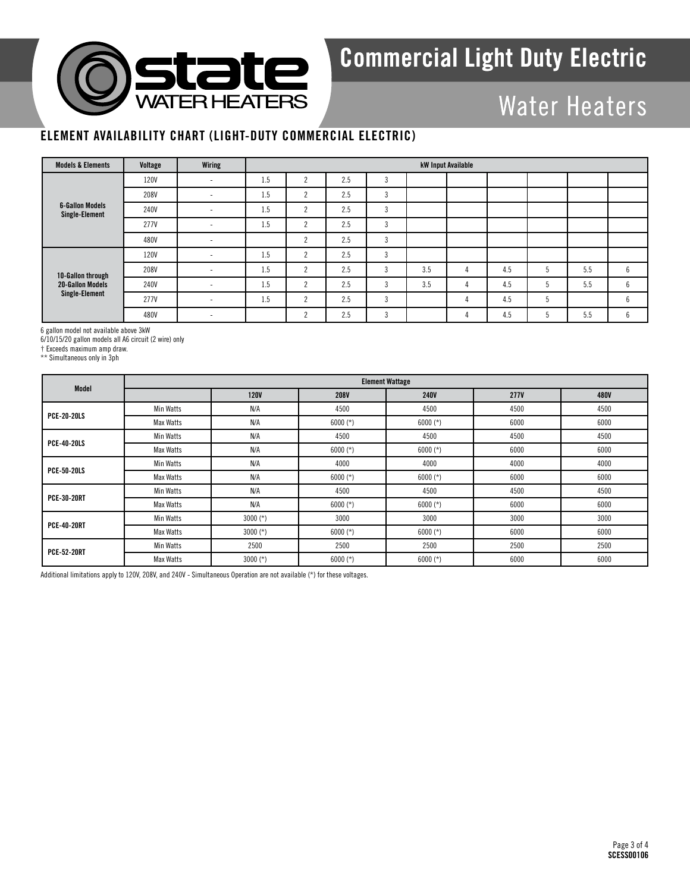# Commercial Light Duty Electric Water Heaters

## ELEMENT AVAILABILITY CHART (LIGHT-DUTY COMMERCIAL ELECTRIC)

| Models & Elements | Voltage | Wiring | kW Input Available | | | | | | | | | |
|---|---|---|---|---|---|---|---|---|---|---|---|---|
| 6-Gallon Models Single-Element | 120V | - | 1.5 | 2 | 2.5 | 3 | | | | | | |
| | 208V | - | 1.5 | 2 | 2.5 | 3 | | | | | | |
| | 240V | - | 1.5 | 2 | 2.5 | 3 | | | | | | |
| | 277V | - | 1.5 | 2 | 2.5 | 3 | | | | | | |
| | 480V | - | | 2 | 2.5 | 3 | | | | | | |
| 10-Gallon through 20-Gallon Models Single-Element | 120V | - | 1.5 | 2 | 2.5 | 3 | | | | | | |
| | 208V | - | 1.5 | 2 | 2.5 | 3 | 3.5 | 4 | 4.5 | 5 | 5.5 | 6 |
| | 240V | - | 1.5 | 2 | 2.5 | 3 | 3.5 | 4 | 4.5 | 5 | 5.5 | 6 |
| | 277V | - | 1.5 | 2 | 2.5 | 3 | | 4 | 4.5 | 5 | | 6 |
| | 480V | - | | 2 | 2.5 | 3 | | 4 | 4.5 | 5 | 5.5 | 6 |

6 gallon model not available above 3kW
6/10/15/20 gallon models all A6 circuit (2 wire) only
† Exceeds maximum amp draw.
** Simultaneous only in 3ph

| Model | Element Wattage | | | | | |
|---|---|---|---|---|---|---|
| | | 120V | 208V | 240V | 277V | 480V |
| PCE-20-20LS | Min Watts | N/A | 4500 | 4500 | 4500 | 4500 |
| | Max Watts | N/A | 6000 (*) | 6000 (*) | 6000 | 6000 |
| PCE-40-20LS | Min Watts | N/A | 4500 | 4500 | 4500 | 4500 |
| | Max Watts | N/A | 6000 (*) | 6000 (*) | 6000 | 6000 |
| PCE-50-20LS | Min Watts | N/A | 4000 | 4000 | 4000 | 4000 |
| | Max Watts | N/A | 6000 (*) | 6000 (*) | 6000 | 6000 |
| PCE-30-20RT | Min Watts | N/A | 4500 | 4500 | 4500 | 4500 |
| | Max Watts | N/A | 6000 (*) | 6000 (*) | 6000 | 6000 |
| PCE-40-20RT | Min Watts | 3000 (*) | 3000 | 3000 | 3000 | 3000 |
| | Max Watts | 3000 (*) | 6000 (*) | 6000 (*) | 6000 | 6000 |
| PCE-52-20RT | Min Watts | 2500 | 2500 | 2500 | 2500 | 2500 |
| | Max Watts | 3000 (*) | 6000 (*) | 6000 (*) | 6000 | 6000 |

Additional limitations apply to 120V, 208V, and 240V - Simultaneous Operation are not available (*) for these voltages.

SCESS00106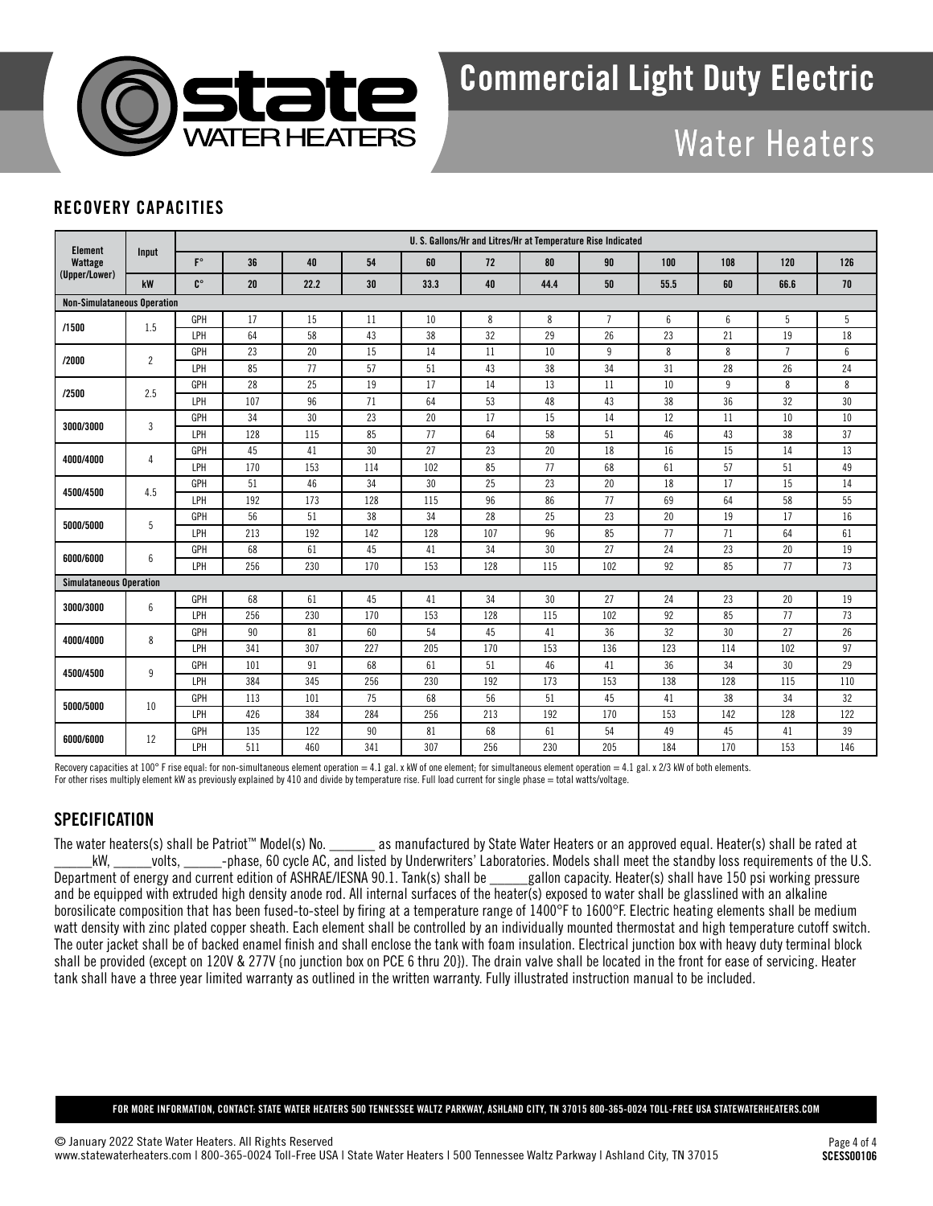# Commercial Light Duty Electric Water Heaters

## RECOVERY CAPACITIES

| Element Wattage (Upper/Lower) | Input | U. S. Gallons/Hr and Litres/Hr at Temperature Rise Indicated | | | | | | | | | | | |
|---|---|---|---|---|---|---|---|---|---|---|---|---|---|
| | | F° | 36 | 40 | 54 | 60 | 72 | 80 | 90 | 100 | 108 | 120 | 126 |
| | kW | C° | 20 | 22.2 | 30 | 33.3 | 40 | 44.4 | 50 | 55.5 | 60 | 66.6 | 70 |
| **Non-Simulataneous Operation** | | | | | | | | | | | | | |
| /1500 | 1.5 | GPH | 17 | 15 | 11 | 10 | 8 | 8 | 7 | 6 | 6 | 5 | 5 |
| | | LPH | 64 | 58 | 43 | 38 | 32 | 29 | 26 | 23 | 21 | 19 | 18 |
| /2000 | 2 | GPH | 23 | 20 | 15 | 14 | 11 | 10 | 9 | 8 | 8 | 7 | 6 |
| | | LPH | 85 | 77 | 57 | 51 | 43 | 38 | 34 | 31 | 28 | 26 | 24 |
| /2500 | 2.5 | GPH | 28 | 25 | 19 | 17 | 14 | 13 | 11 | 10 | 9 | 8 | 8 |
| | | LPH | 107 | 96 | 71 | 64 | 53 | 48 | 43 | 38 | 36 | 32 | 30 |
| 3000/3000 | 3 | GPH | 34 | 30 | 23 | 20 | 17 | 15 | 14 | 12 | 11 | 10 | 10 |
| | | LPH | 128 | 115 | 85 | 77 | 64 | 58 | 51 | 46 | 43 | 38 | 37 |
| 4000/4000 | 4 | GPH | 45 | 41 | 30 | 27 | 23 | 20 | 18 | 16 | 15 | 14 | 13 |
| | | LPH | 170 | 153 | 114 | 102 | 85 | 77 | 68 | 61 | 57 | 51 | 49 |
| 4500/4500 | 4.5 | GPH | 51 | 46 | 34 | 30 | 25 | 23 | 20 | 18 | 17 | 15 | 14 |
| | | LPH | 192 | 173 | 128 | 115 | 96 | 86 | 77 | 69 | 64 | 58 | 55 |
| 5000/5000 | 5 | GPH | 56 | 51 | 38 | 34 | 28 | 25 | 23 | 20 | 19 | 17 | 16 |
| | | LPH | 213 | 192 | 142 | 128 | 107 | 96 | 85 | 77 | 71 | 64 | 61 |
| 6000/6000 | 6 | GPH | 68 | 61 | 45 | 41 | 34 | 30 | 27 | 24 | 23 | 20 | 19 |
| | | LPH | 256 | 230 | 170 | 153 | 128 | 115 | 102 | 92 | 85 | 77 | 73 |
| **Simulataneous Operation** | | | | | | | | | | | | | |
| 3000/3000 | 6 | GPH | 68 | 61 | 45 | 41 | 34 | 30 | 27 | 24 | 23 | 20 | 19 |
| | | LPH | 256 | 230 | 170 | 153 | 128 | 115 | 102 | 92 | 85 | 77 | 73 |
| 4000/4000 | 8 | GPH | 90 | 81 | 60 | 54 | 45 | 41 | 36 | 32 | 30 | 27 | 26 |
| | | LPH | 341 | 307 | 227 | 205 | 170 | 153 | 136 | 123 | 114 | 102 | 97 |
| 4500/4500 | 9 | GPH | 101 | 91 | 68 | 61 | 51 | 46 | 41 | 36 | 34 | 30 | 29 |
| | | LPH | 384 | 345 | 256 | 230 | 192 | 173 | 153 | 138 | 128 | 115 | 110 |
| 5000/5000 | 10 | GPH | 113 | 101 | 75 | 68 | 56 | 51 | 45 | 41 | 38 | 34 | 32 |
| | | LPH | 426 | 384 | 284 | 256 | 213 | 192 | 170 | 153 | 142 | 128 | 122 |
| 6000/6000 | 12 | GPH | 135 | 122 | 90 | 81 | 68 | 61 | 54 | 49 | 45 | 41 | 39 |
| | | LPH | 511 | 460 | 341 | 307 | 256 | 230 | 205 | 184 | 170 | 153 | 146 |

Recovery capacities at 100° F rise equal: for non-simultaneous element operation = 4.1 gal. x kW of one element; for simultaneous element operation = 4.1 gal. x 2/3 kW of both elements.
For other rises multiply element kW as previously explained by 410 and divide by temperature rise. Full load current for single phase = total watts/voltage.

## SPECIFICATION

The water heaters(s) shall be Patriot™ Model(s) No. _______ as manufactured by State Water Heaters or an approved equal. Heater(s) shall be rated at ______kW, ______volts, ______-phase, 60 cycle AC, and listed by Underwriters' Laboratories. Models shall meet the standby loss requirements of the U.S. Department of energy and current edition of ASHRAE/IESNA 90.1. Tank(s) shall be ______gallon capacity. Heater(s) shall have 150 psi working pressure and be equipped with extruded high density anode rod. All internal surfaces of the heater(s) exposed to water shall be glasslined with an alkaline borosilicate composition that has been fused-to-steel by firing at a temperature range of 1400°F to 1600°F. Electric heating elements shall be medium watt density with zinc plated copper sheath. Each element shall be controlled by an individually mounted thermostat and high temperature cutoff switch. The outer jacket shall be of backed enamel finish and shall enclose the tank with foam insulation. Electrical junction box with heavy duty terminal block shall be provided (except on 120V & 277V (no junction box on PCE 6 thru 20)). The drain valve shall be located in the front for ease of servicing. Heater tank shall have a three year limited warranty as outlined in the written warranty. Fully illustrated instruction manual to be included.

FOR MORE INFORMATION, CONTACT: STATE WATER HEATERS 500 TENNESSEE WALTZ PARKWAY, ASHLAND CITY, TN 37015 800-365-0024 TOLL-FREE USA STATEWATERHEATERS.COM

© January 2022 State Water Heaters. All Rights Reserved
www.statewaterheaters.com | 800-365-0024 Toll-Free USA | State Water Heaters | 500 Tennessee Waltz Parkway | Ashland City, TN 37015

SCESS00106